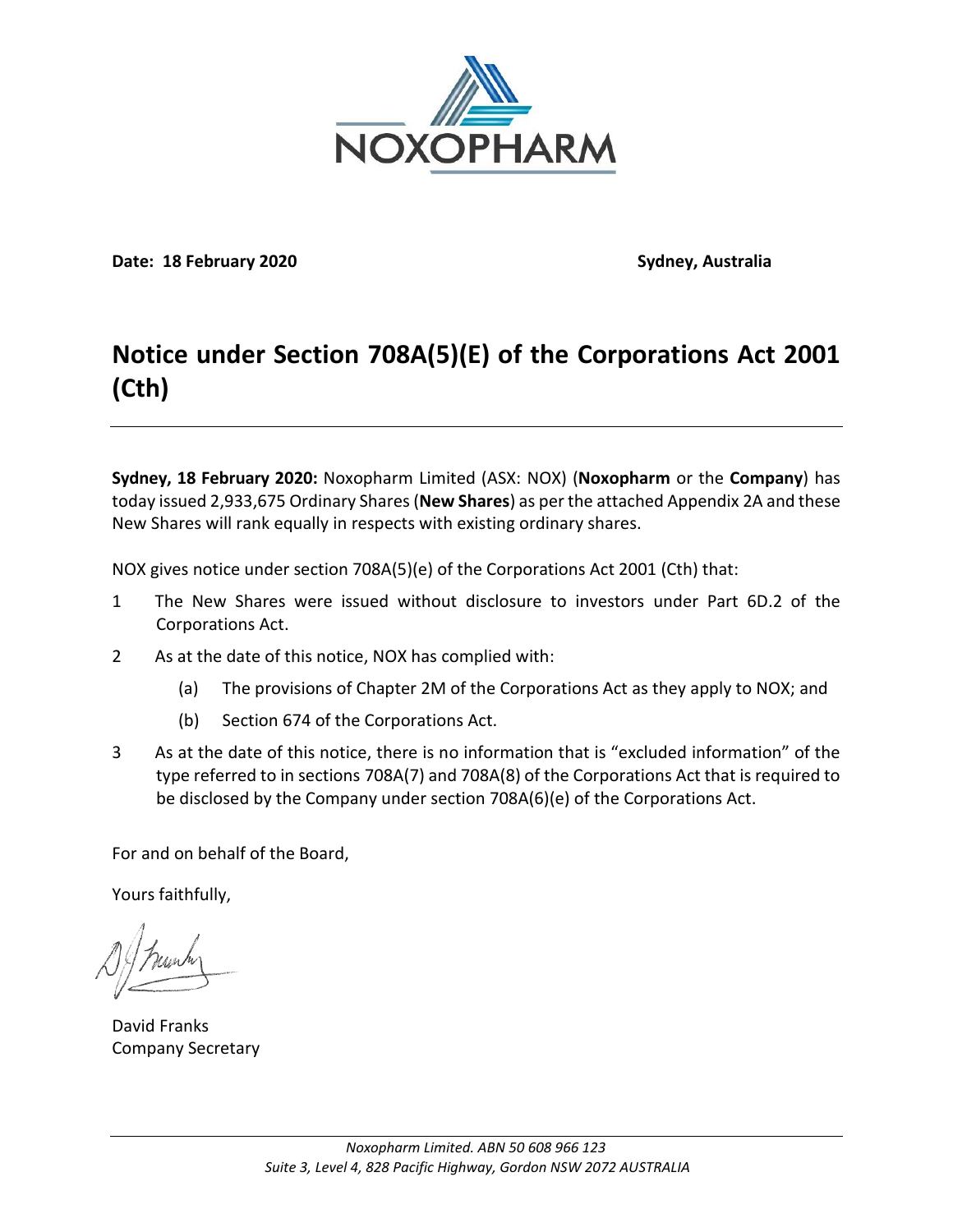**Date: 18 February 2020** **Sydney, Australia**

# Notice under Section 708A(5)(E) of the Corporations Act 2001 (Cth)

**Sydney, 18 February 2020:** Noxopharm Limited (ASX: NOX) (**Noxopharm** or the **Company**) has today issued 2,933,675 Ordinary Shares (**New Shares**) as per the attached Appendix 2A and these New Shares will rank equally in respects with existing ordinary shares.

NOX gives notice under section 708A(5)(e) of the Corporations Act 2001 (Cth) that:

1. The New Shares were issued without disclosure to investors under Part 6D.2 of the Corporations Act.
2. As at the date of this notice, NOX has complied with:
   (a) The provisions of Chapter 2M of the Corporations Act as they apply to NOX; and
   (b) Section 674 of the Corporations Act.
3. As at the date of this notice, there is no information that is "excluded information" of the type referred to in sections 708A(7) and 708A(8) of the Corporations Act that is required to be disclosed by the Company under section 708A(6)(e) of the Corporations Act.

For and on behalf of the Board,

Yours faithfully,

David Franks
Company Secretary

*Noxopharm Limited. ABN 50 608 966 123*
*Suite 3, Level 4, 828 Pacific Highway, Gordon NSW 2072 AUSTRALIA*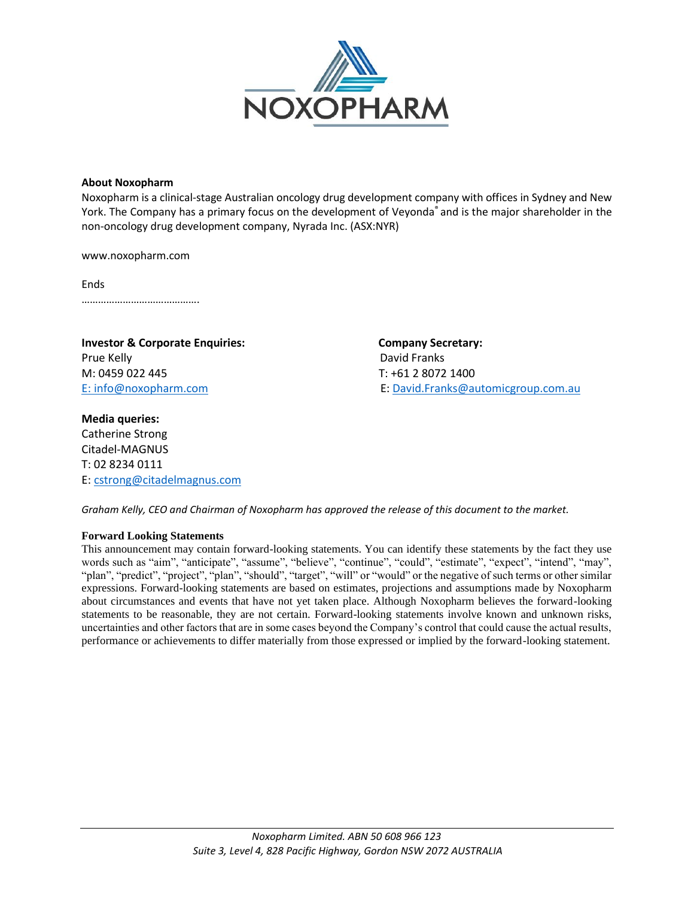**About Noxopharm**

Noxopharm is a clinical-stage Australian oncology drug development company with offices in Sydney and New York. The Company has a primary focus on the development of Veyonda® and is the major shareholder in the non-oncology drug development company, Nyrada Inc. (ASX:NYR)

www.noxopharm.com

Ends

…………………………………….

**Investor & Corporate Enquiries:**
Prue Kelly
M: 0459 022 445
E: info@noxopharm.com

**Company Secretary:**
David Franks
T: +61 2 8072 1400
E: David.Franks@automicgroup.com.au

**Media queries:**
Catherine Strong
Citadel-MAGNUS
T: 02 8234 0111
E: cstrong@citadelmagnus.com

*Graham Kelly, CEO and Chairman of Noxopharm has approved the release of this document to the market.*

**Forward Looking Statements**

This announcement may contain forward-looking statements. You can identify these statements by the fact they use words such as "aim", "anticipate", "assume", "believe", "continue", "could", "estimate", "expect", "intend", "may", "plan", "predict", "project", "plan", "should", "target", "will" or "would" or the negative of such terms or other similar expressions. Forward-looking statements are based on estimates, projections and assumptions made by Noxopharm about circumstances and events that have not yet taken place. Although Noxopharm believes the forward-looking statements to be reasonable, they are not certain. Forward-looking statements involve known and unknown risks, uncertainties and other factors that are in some cases beyond the Company's control that could cause the actual results, performance or achievements to differ materially from those expressed or implied by the forward-looking statement.

*Noxopharm Limited. ABN 50 608 966 123*
*Suite 3, Level 4, 828 Pacific Highway, Gordon NSW 2072 AUSTRALIA*